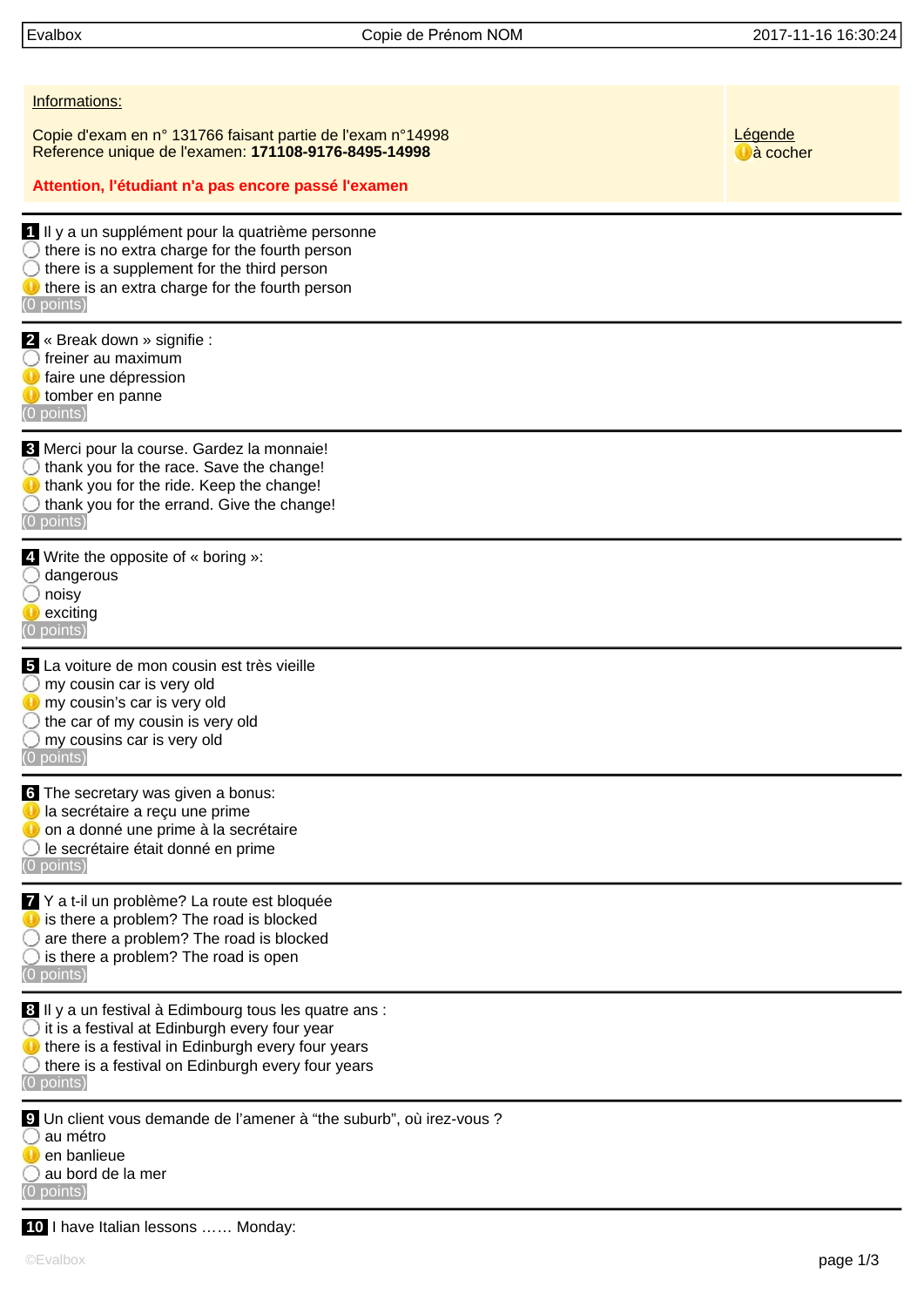**Informations:**

Copie d'exam en n° 131766 faisant partie de l'exam n°14998
Reference unique de l'examen: **171108-9176-8495-14998**

**Attention, l'étudiant n'a pas encore passé l'examen**

Légende
(!) à cocher

---

**1** Il y a un supplément pour la quatrième personne

- ◯ there is no extra charge for the fourth person
- ◯ there is a supplement for the third person
- (!) there is an extra charge for the fourth person

(0 points)

---

**2** « Break down » signifie :

- ◯ freiner au maximum
- (!) faire une dépression
- (!) tomber en panne

(0 points)

---

**3** Merci pour la course. Gardez la monnaie!

- ◯ thank you for the race. Save the change!
- (!) thank you for the ride. Keep the change!
- ◯ thank you for the errand. Give the change!

(0 points)

---

**4** Write the opposite of « boring »:

- ◯ dangerous
- ◯ noisy
- (!) exciting

(0 points)

---

**5** La voiture de mon cousin est très vieille

- ◯ my cousin car is very old
- (!) my cousin's car is very old
- ◯ the car of my cousin is very old
- ◯ my cousins car is very old

(0 points)

---

**6** The secretary was given a bonus:

- (!) la secrétaire a reçu une prime
- (!) on a donné une prime à la secrétaire
- ◯ le secrétaire était donné en prime

(0 points)

---

**7** Y a t-il un problème? La route est bloquée

- (!) is there a problem? The road is blocked
- ◯ are there a problem? The road is blocked
- ◯ is there a problem? The road is open

(0 points)

---

**8** Il y a un festival à Edimbourg tous les quatre ans :

- ◯ it is a festival at Edinburgh every four year
- (!) there is a festival in Edinburgh every four years
- ◯ there is a festival on Edinburgh every four years

(0 points)

---

**9** Un client vous demande de l'amener à "the suburb", où irez-vous ?

- ◯ au métro
- (!) en banlieue
- ◯ au bord de la mer

(0 points)

---

**10** I have Italian lessons …… Monday: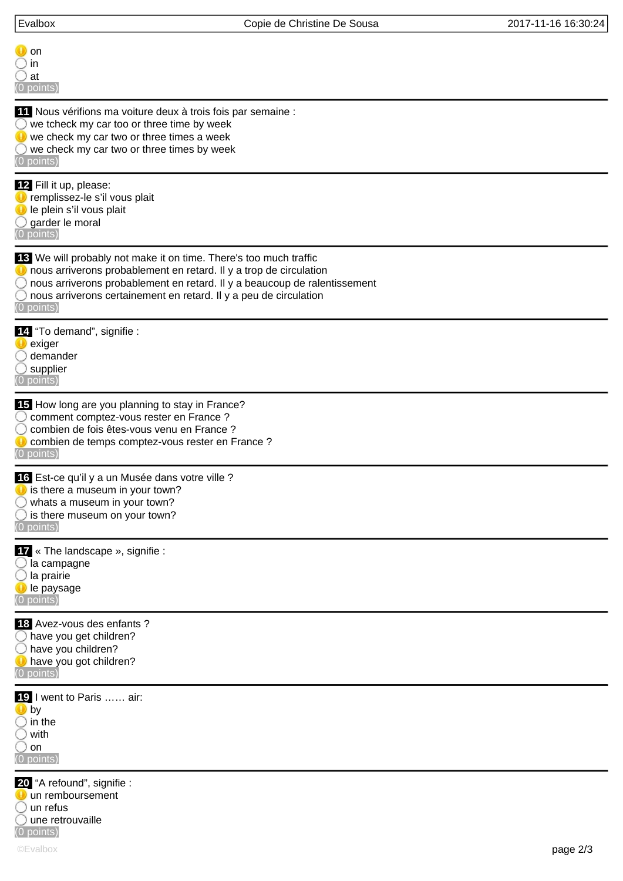- on
- in
- at

(0 points)

---

**11** Nous vérifions ma voiture deux à trois fois par semaine :

- we tcheck my car too or three time by week
- we check my car two or three times a week
- we check my car two or three times by week

(0 points)

---

**12** Fill it up, please:

- remplissez-le s'il vous plait
- le plein s'il vous plait
- garder le moral

(0 points)

---

**13** We will probably not make it on time. There's too much traffic

- nous arriverons probablement en retard. Il y a trop de circulation
- nous arriverons probablement en retard. Il y a beaucoup de ralentissement
- nous arriverons certainement en retard. Il y a peu de circulation

(0 points)

---

**14** "To demand", signifie :

- exiger
- demander
- supplier

(0 points)

---

**15** How long are you planning to stay in France?

- comment comptez-vous rester en France ?
- combien de fois êtes-vous venu en France ?
- combien de temps comptez-vous rester en France ?

(0 points)

---

**16** Est-ce qu'il y a un Musée dans votre ville ?

- is there a museum in your town?
- whats a museum in your town?
- is there museum on your town?

(0 points)

---

**17** « The landscape », signifie :

- la campagne
- la prairie
- le paysage

(0 points)

---

**18** Avez-vous des enfants ?

- have you get children?
- have you children?
- have you got children?

(0 points)

---

**19** I went to Paris …… air:

- by
- in the
- with
- on

(0 points)

---

**20** "A refound", signifie :

- un remboursement
- un refus
- une retrouvaille

(0 points)